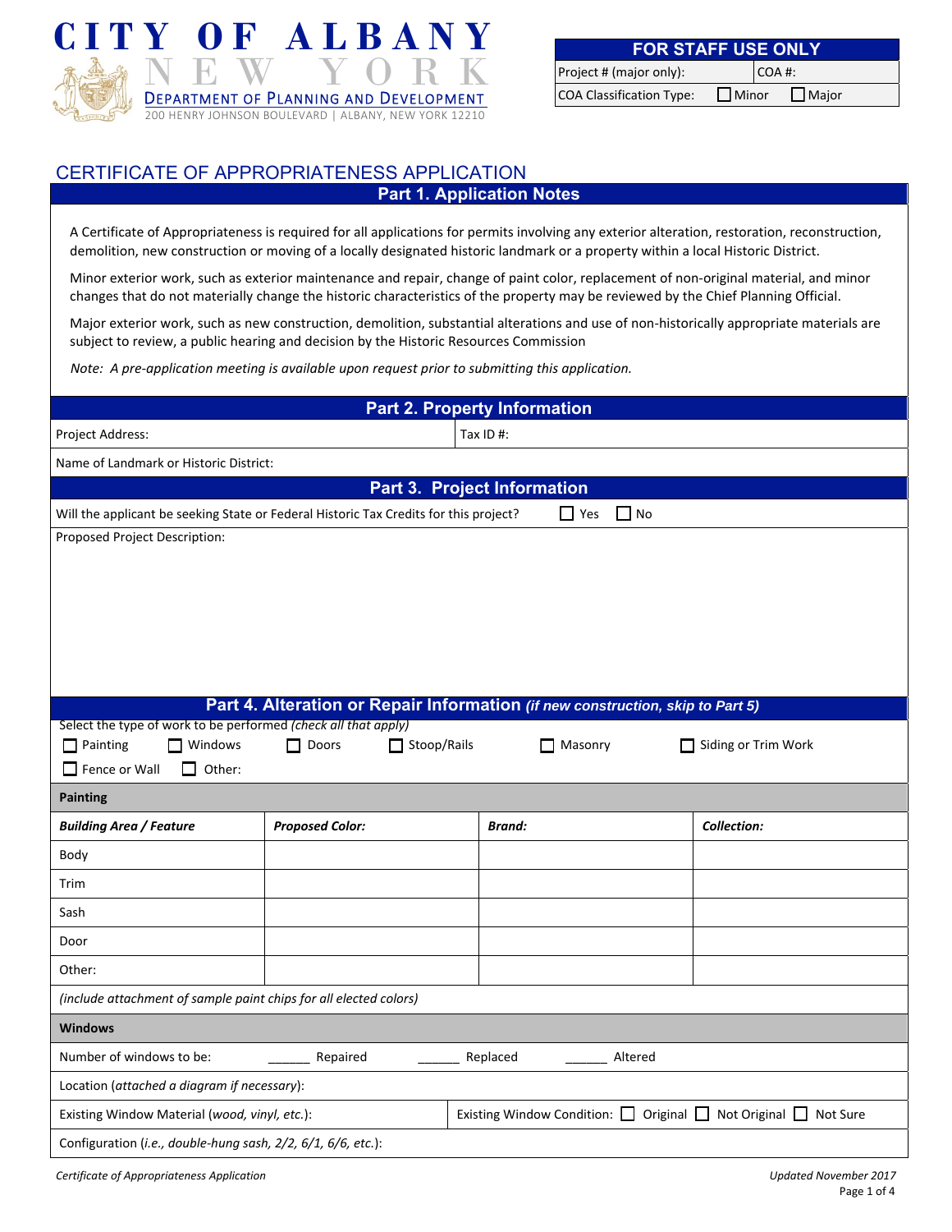# CITY OF ALBANY
## NEW YORK
DEPARTMENT OF PLANNING AND DEVELOPMENT
200 HENRY JOHNSON BOULEVARD | ALBANY, NEW YORK 12210

| FOR STAFF USE ONLY | |
|---|---|
| Project # (major only): | COA #: |
| COA Classification Type: ☐ Minor ☐ Major | |

## CERTIFICATE OF APPROPRIATENESS APPLICATION

### Part 1. Application Notes

A Certificate of Appropriateness is required for all applications for permits involving any exterior alteration, restoration, reconstruction, demolition, new construction or moving of a locally designated historic landmark or a property within a local Historic District.

Minor exterior work, such as exterior maintenance and repair, change of paint color, replacement of non-original material, and minor changes that do not materially change the historic characteristics of the property may be reviewed by the Chief Planning Official.

Major exterior work, such as new construction, demolition, substantial alterations and use of non-historically appropriate materials are subject to review, a public hearing and decision by the Historic Resources Commission

*Note: A pre-application meeting is available upon request prior to submitting this application.*

### Part 2. Property Information

| Project Address: | Tax ID #: |
|---|---|
| Name of Landmark or Historic District: | |

### Part 3. Project Information

Will the applicant be seeking State or Federal Historic Tax Credits for this project? ☐ Yes ☐ No

Proposed Project Description:

### Part 4. Alteration or Repair Information *(if new construction, skip to Part 5)*

Select the type of work to be performed *(check all that apply)*

☐ Painting ☐ Windows ☐ Doors ☐ Stoop/Rails ☐ Masonry ☐ Siding or Trim Work
☐ Fence or Wall ☐ Other:

**Painting**

| *Building Area / Feature* | *Proposed Color:* | *Brand:* | *Collection:* |
|---|---|---|---|
| Body | | | |
| Trim | | | |
| Sash | | | |
| Door | | | |
| Other: | | | |

*(include attachment of sample paint chips for all elected colors)*

**Windows**

Number of windows to be: ______ Repaired ______ Replaced ______ Altered

Location (*attached a diagram if necessary*):

| Existing Window Material (*wood, vinyl, etc.*): | Existing Window Condition: ☐ Original ☐ Not Original ☐ Not Sure |
|---|---|

Configuration (*i.e., double-hung sash, 2/2, 6/1, 6/6, etc.*):

*Certificate of Appropriateness Application* *Updated November 2017*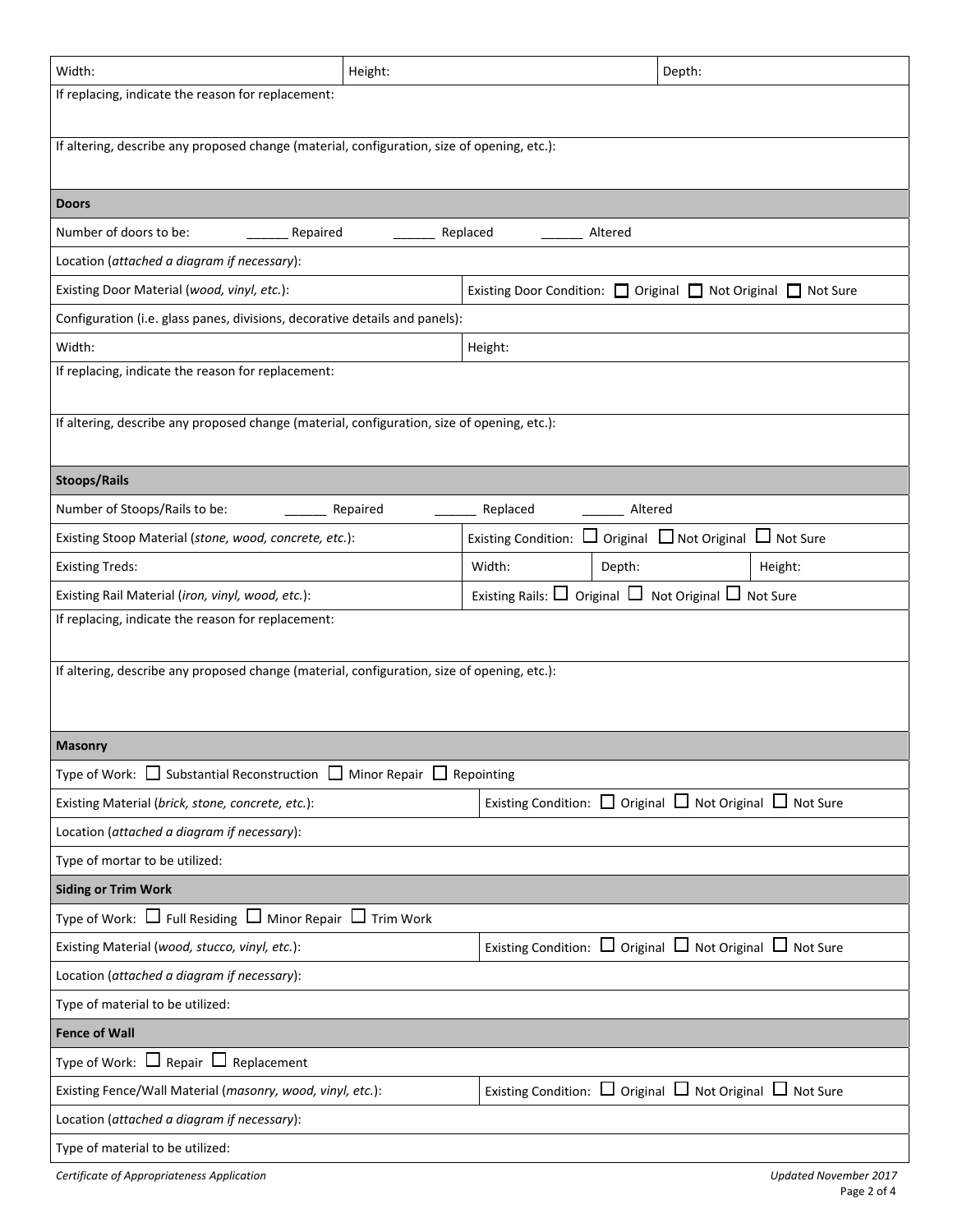| Width: | Height: | Depth: |
|---|---|---|
| If replacing, indicate the reason for replacement: | | |
| If altering, describe any proposed change (material, configuration, size of opening, etc.): | | |

## Doors

Number of doors to be: ______ Repaired ______ Replaced ______ Altered

Location (*attached a diagram if necessary*):

| Existing Door Material (*wood, vinyl, etc.*): | Existing Door Condition: ☐ Original ☐ Not Original ☐ Not Sure |
|---|---|
| Configuration (i.e. glass panes, divisions, decorative details and panels): | |
| Width: | Height: |
| If replacing, indicate the reason for replacement: | |
| If altering, describe any proposed change (material, configuration, size of opening, etc.): | |

## Stoops/Rails

Number of Stoops/Rails to be: ______ Repaired ______ Replaced ______ Altered

| Existing Stoop Material (*stone, wood, concrete, etc.*): | Existing Condition: ☐ Original ☐ Not Original ☐ Not Sure | | |
|---|---|---|---|
| Existing Treds: | Width: | Depth: | Height: |
| Existing Rail Material (*iron, vinyl, wood, etc.*): | Existing Rails: ☐ Original ☐ Not Original ☐ Not Sure | | |
| If replacing, indicate the reason for replacement: | | | |
| If altering, describe any proposed change (material, configuration, size of opening, etc.): | | | |

## Masonry

Type of Work: ☐ Substantial Reconstruction ☐ Minor Repair ☐ Repointing

| Existing Material (*brick, stone, concrete, etc.*): | Existing Condition: ☐ Original ☐ Not Original ☐ Not Sure |
|---|---|
| Location (*attached a diagram if necessary*): | |
| Type of mortar to be utilized: | |

## Siding or Trim Work

Type of Work: ☐ Full Residing ☐ Minor Repair ☐ Trim Work

| Existing Material (*wood, stucco, vinyl, etc.*): | Existing Condition: ☐ Original ☐ Not Original ☐ Not Sure |
|---|---|
| Location (*attached a diagram if necessary*): | |
| Type of material to be utilized: | |

## Fence of Wall

Type of Work: ☐ Repair ☐ Replacement

| Existing Fence/Wall Material (*masonry, wood, vinyl, etc.*): | Existing Condition: ☐ Original ☐ Not Original ☐ Not Sure |
|---|---|
| Location (*attached a diagram if necessary*): | |
| Type of material to be utilized: | |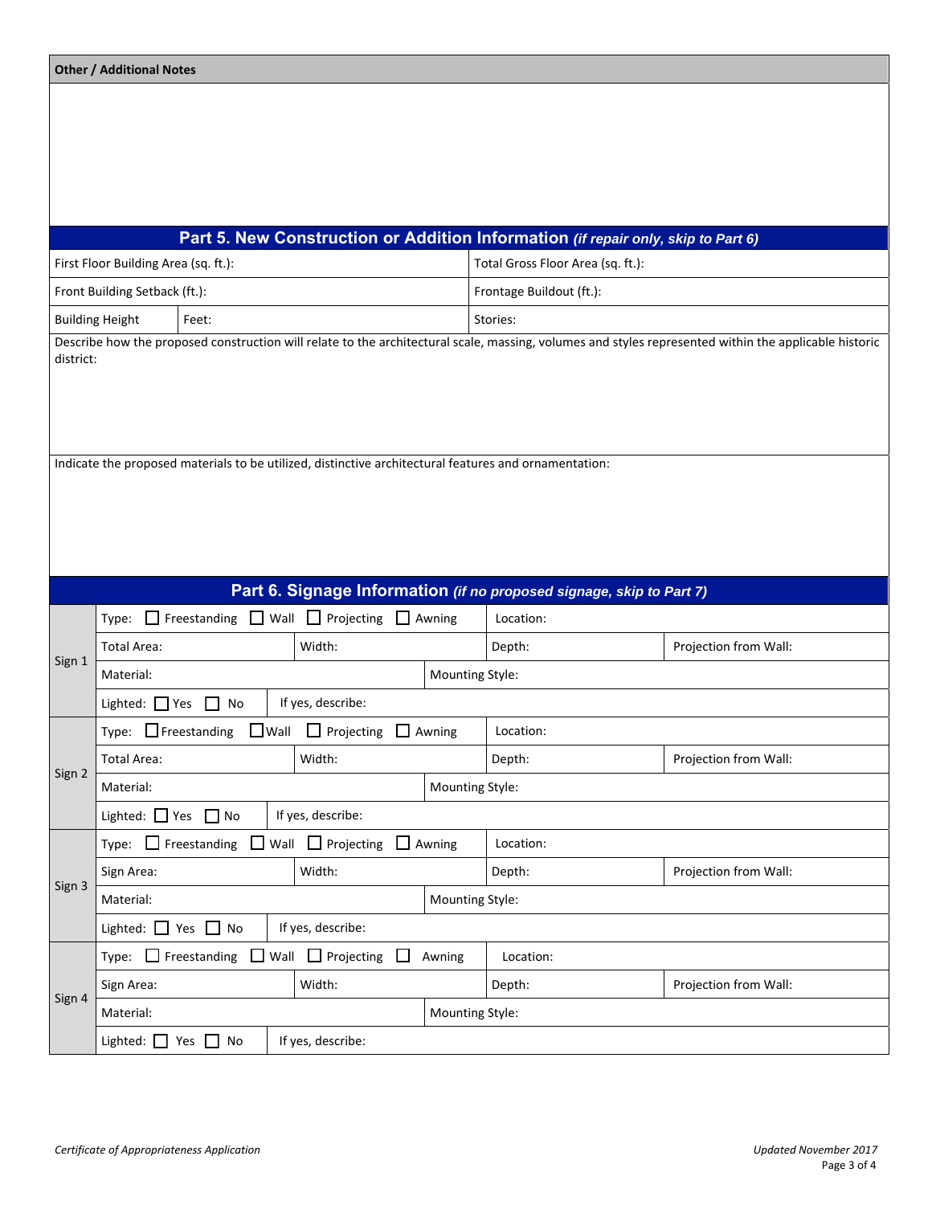**Other / Additional Notes**

## Part 5. New Construction or Addition Information *(if repair only, skip to Part 6)*

| | | |
|---|---|---|
| First Floor Building Area (sq. ft.): | | Total Gross Floor Area (sq. ft.): |
| Front Building Setback (ft.): | | Frontage Buildout (ft.): |
| Building Height | Feet: | Stories: |

Describe how the proposed construction will relate to the architectural scale, massing, volumes and styles represented within the applicable historic district:

Indicate the proposed materials to be utilized, distinctive architectural features and ornamentation:

## Part 6. Signage Information *(if no proposed signage, skip to Part 7)*

| | | | | |
|---|---|---|---|---|
| Sign 1 | Type: ☐ Freestanding ☐ Wall ☐ Projecting ☐ Awning | | Location: | |
| | Total Area: | Width: | Depth: | Projection from Wall: |
| | Material: | | Mounting Style: | |
| | Lighted: ☐ Yes ☐ No | If yes, describe: | | |
| Sign 2 | Type: ☐ Freestanding ☐ Wall ☐ Projecting ☐ Awning | | Location: | |
| | Total Area: | Width: | Depth: | Projection from Wall: |
| | Material: | | Mounting Style: | |
| | Lighted: ☐ Yes ☐ No | If yes, describe: | | |
| Sign 3 | Type: ☐ Freestanding ☐ Wall ☐ Projecting ☐ Awning | | Location: | |
| | Sign Area: | Width: | Depth: | Projection from Wall: |
| | Material: | | Mounting Style: | |
| | Lighted: ☐ Yes ☐ No | If yes, describe: | | |
| Sign 4 | Type: ☐ Freestanding ☐ Wall ☐ Projecting ☐ Awning | | Location: | |
| | Sign Area: | Width: | Depth: | Projection from Wall: |
| | Material: | | Mounting Style: | |
| | Lighted: ☐ Yes ☐ No | If yes, describe: | | |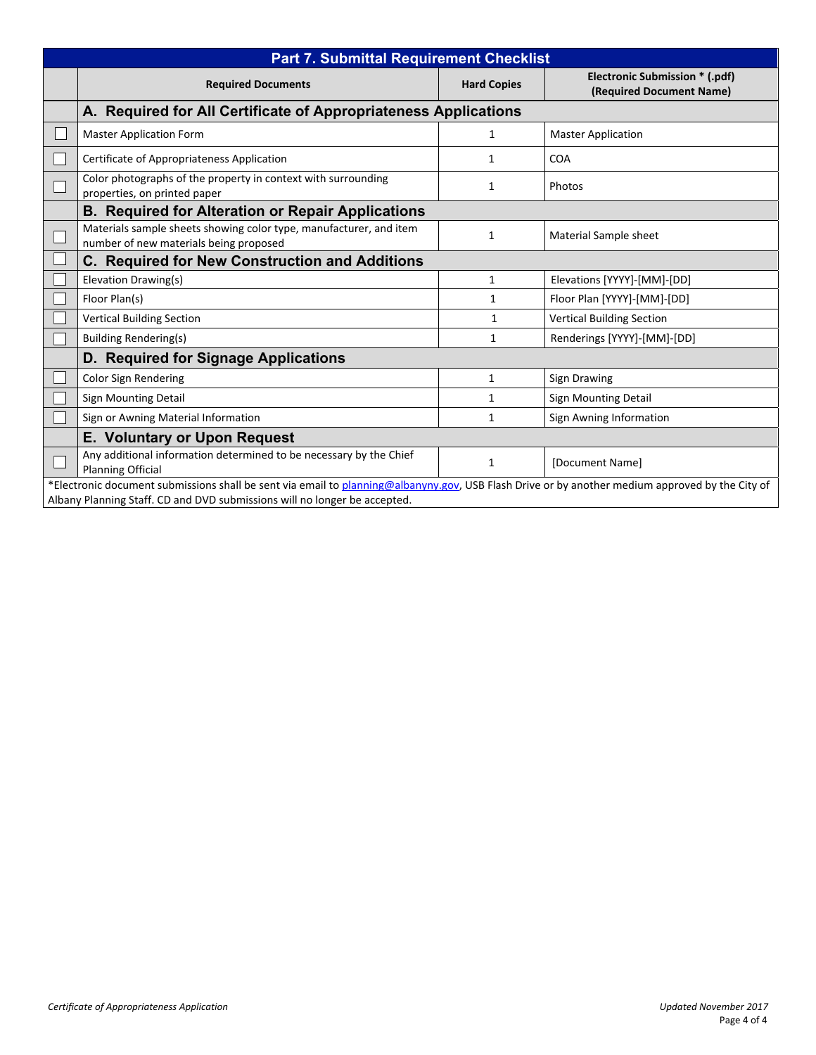## Part 7. Submittal Requirement Checklist

| | Required Documents | Hard Copies | Electronic Submission * (.pdf) (Required Document Name) |
|---|---|---|---|
| | **A. Required for All Certificate of Appropriateness Applications** | | |
| ☐ | Master Application Form | 1 | Master Application |
| ☐ | Certificate of Appropriateness Application | 1 | COA |
| ☐ | Color photographs of the property in context with surrounding properties, on printed paper | 1 | Photos |
| | **B. Required for Alteration or Repair Applications** | | |
| ☐ | Materials sample sheets showing color type, manufacturer, and item number of new materials being proposed | 1 | Material Sample sheet |
| ☐ | **C. Required for New Construction and Additions** | | |
| ☐ | Elevation Drawing(s) | 1 | Elevations [YYYY]-[MM]-[DD] |
| ☐ | Floor Plan(s) | 1 | Floor Plan [YYYY]-[MM]-[DD] |
| ☐ | Vertical Building Section | 1 | Vertical Building Section |
| ☐ | Building Rendering(s) | 1 | Renderings [YYYY]-[MM]-[DD] |
| | **D. Required for Signage Applications** | | |
| ☐ | Color Sign Rendering | 1 | Sign Drawing |
| ☐ | Sign Mounting Detail | 1 | Sign Mounting Detail |
| ☐ | Sign or Awning Material Information | 1 | Sign Awning Information |
| | **E. Voluntary or Upon Request** | | |
| ☐ | Any additional information determined to be necessary by the Chief Planning Official | 1 | [Document Name] |

*Electronic document submissions shall be sent via email to planning@albanyny.gov, USB Flash Drive or by another medium approved by the City of Albany Planning Staff. CD and DVD submissions will no longer be accepted.